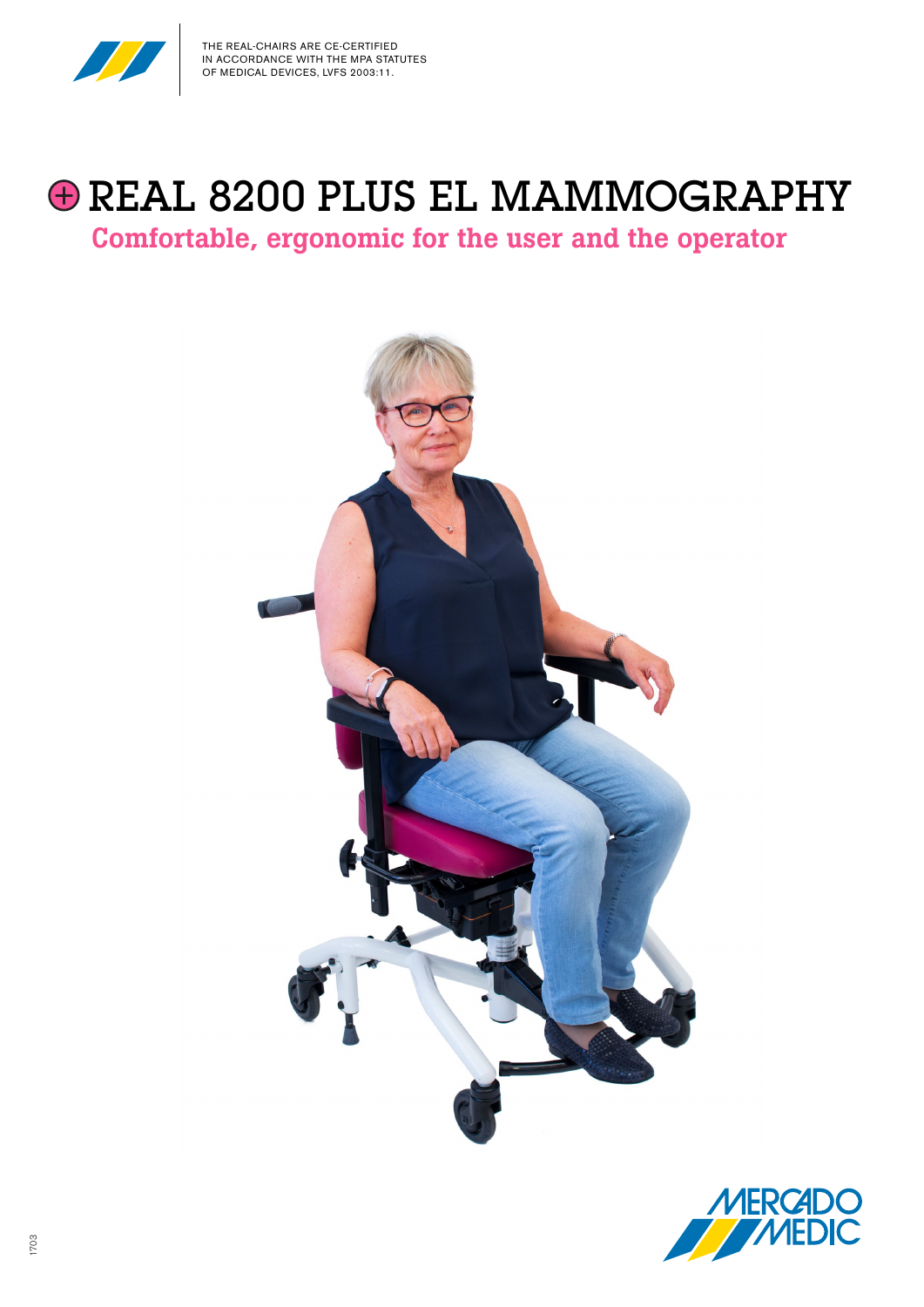THE REAL-CHAIRS ARE CE-CERTIFIED IN ACCORDANCE WITH THE MPA STATUTES OF MEDICAL DEVICES, LVFS 2003:11.

# ⊕ REAL 8200 PLUS EL MAMMOGRAPHY

## Comfortable, ergonomic for the user and the operator

MERCADO MEDIC

1703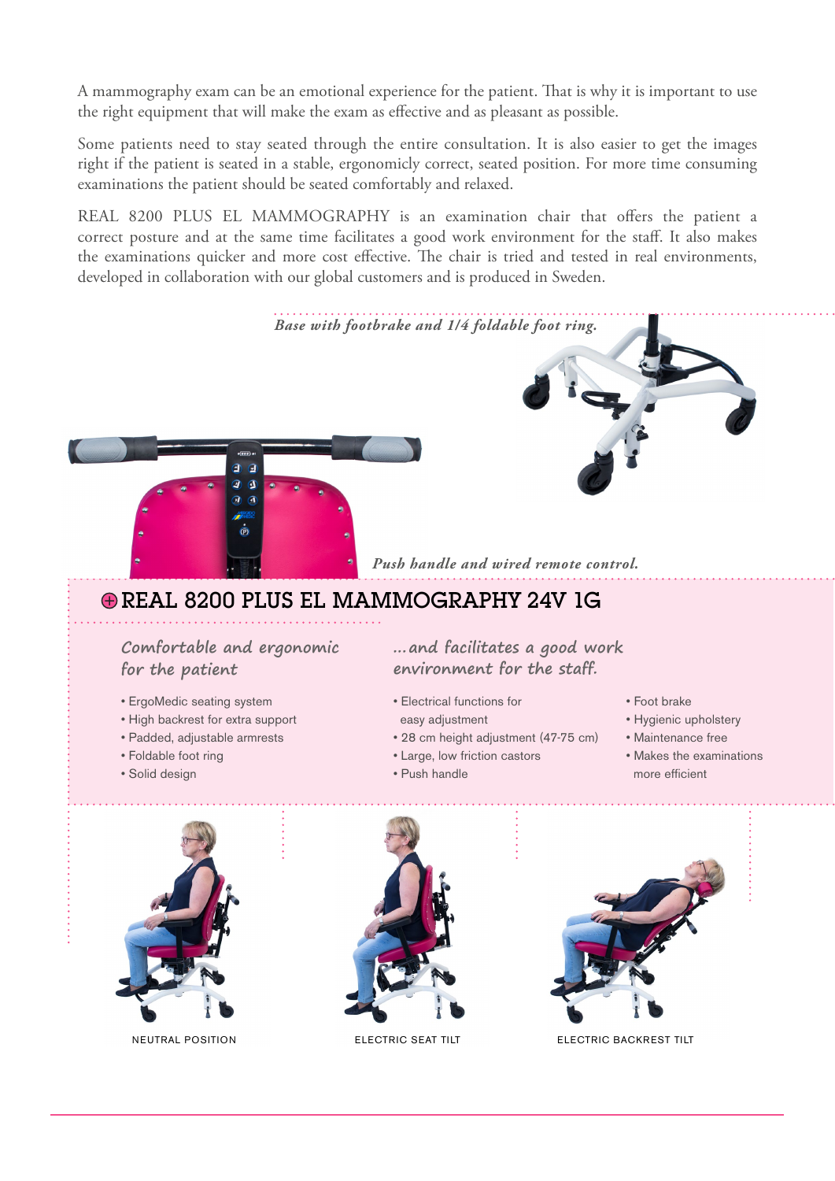A mammography exam can be an emotional experience for the patient. That is why it is important to use the right equipment that will make the exam as effective and as pleasant as possible.

Some patients need to stay seated through the entire consultation. It is also easier to get the images right if the patient is seated in a stable, ergonomicly correct, seated position. For more time consuming examinations the patient should be seated comfortably and relaxed.

REAL 8200 PLUS EL MAMMOGRAPHY is an examination chair that offers the patient a correct posture and at the same time facilitates a good work environment for the staff. It also makes the examinations quicker and more cost effective. The chair is tried and tested in real environments, developed in collaboration with our global customers and is produced in Sweden.

*Base with footbrake and 1/4 foldable foot ring.*

*Push handle and wired remote control.*

## ⊕ REAL 8200 PLUS EL MAMMOGRAPHY 24V 1G

### *Comfortable and ergonomic for the patient*

- ErgoMedic seating system
- High backrest for extra support
- Padded, adjustable armrests
- Foldable foot ring
- Solid design

### *...and facilitates a good work environment for the staff.*

- Electrical functions for easy adjustment
- 28 cm height adjustment (47-75 cm)
- Large, low friction castors
- Push handle
- Foot brake
- Hygienic upholstery
- Maintenance free
- Makes the examinations more efficient

NEUTRAL POSITION

ELECTRIC SEAT TILT

ELECTRIC BACKREST TILT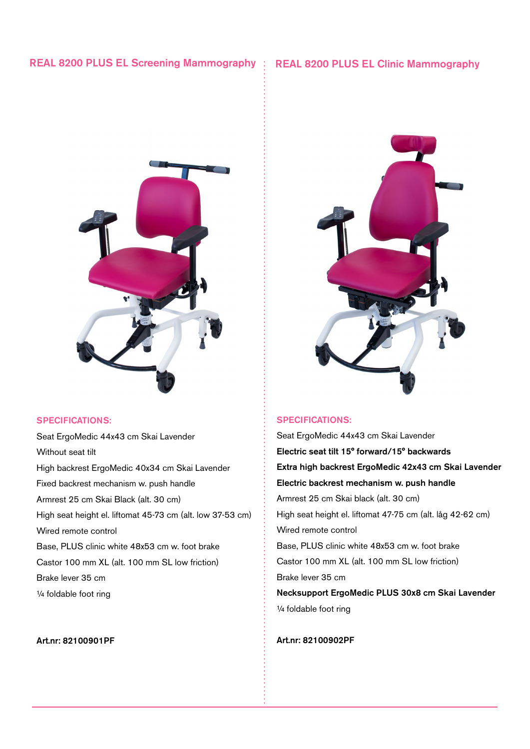## REAL 8200 PLUS EL Screening Mammography

### SPECIFICATIONS:

Seat ErgoMedic 44x43 cm Skai Lavender

Without seat tilt

High backrest ErgoMedic 40x34 cm Skai Lavender

Fixed backrest mechanism w. push handle

Armrest 25 cm Skai Black (alt. 30 cm)

High seat height el. liftomat 45-73 cm (alt. low 37-53 cm)

Wired remote control

Base, PLUS clinic white 48x53 cm w. foot brake

Castor 100 mm XL (alt. 100 mm SL low friction)

Brake lever 35 cm

¼ foldable foot ring

**Art.nr: 82100901PF**

## REAL 8200 PLUS EL Clinic Mammography

### SPECIFICATIONS:

Seat ErgoMedic 44x43 cm Skai Lavender

**Electric seat tilt 15° forward/15° backwards**

**Extra high backrest ErgoMedic 42x43 cm Skai Lavender**

**Electric backrest mechanism w. push handle**

Armrest 25 cm Skai black (alt. 30 cm)

High seat height el. liftomat 47-75 cm (alt. låg 42-62 cm)

Wired remote control

Base, PLUS clinic white 48x53 cm w. foot brake

Castor 100 mm XL (alt. 100 mm SL low friction)

Brake lever 35 cm

**Necksupport ErgoMedic PLUS 30x8 cm Skai Lavender**

¼ foldable foot ring

**Art.nr: 82100902PF**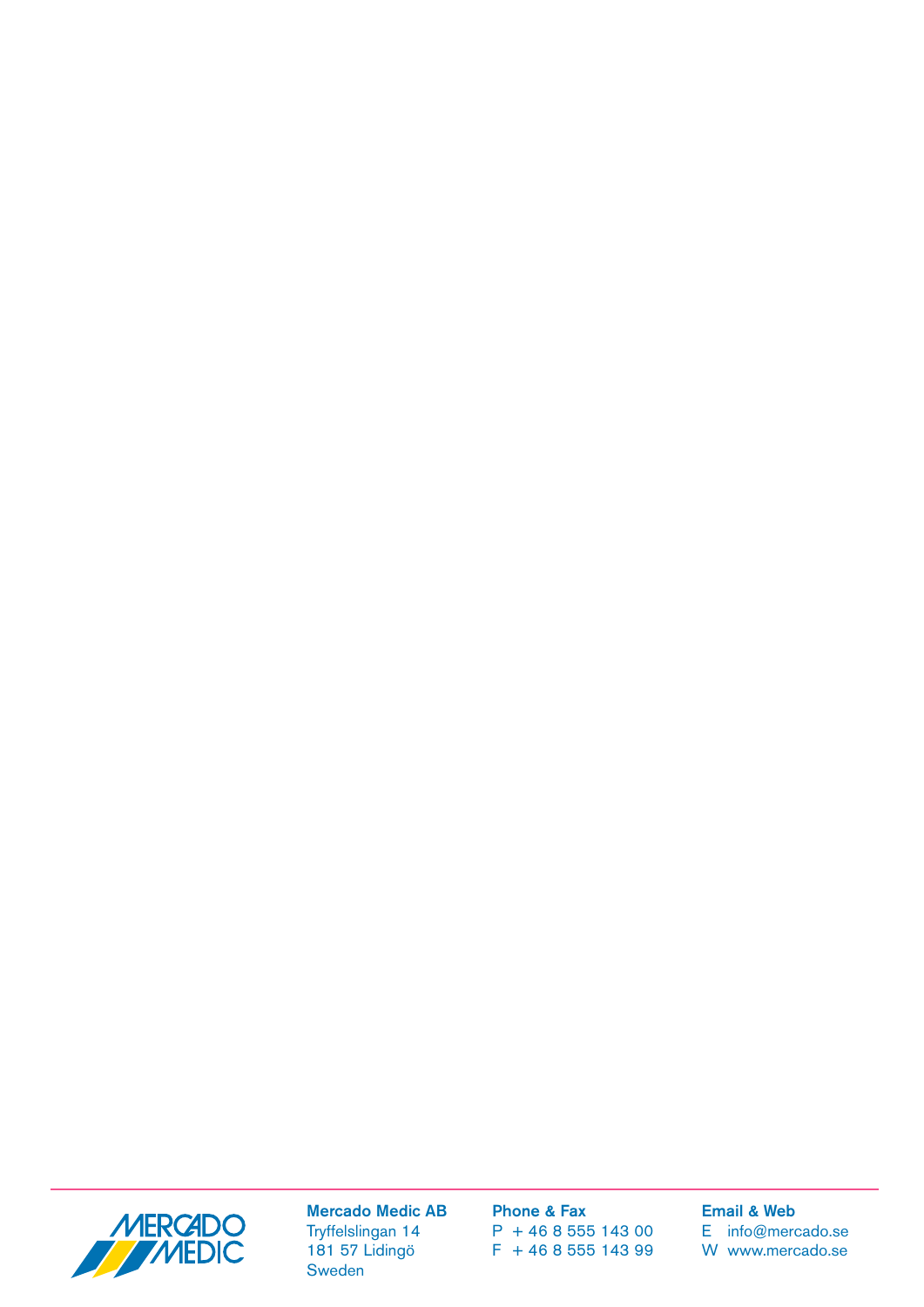**Mercado Medic AB**
Tryffelslingan 14
181 57 Lidingö
Sweden

**Phone & Fax**
P + 46 8 555 143 00
F + 46 8 555 143 99

**Email & Web**
E info@mercado.se
W www.mercado.se